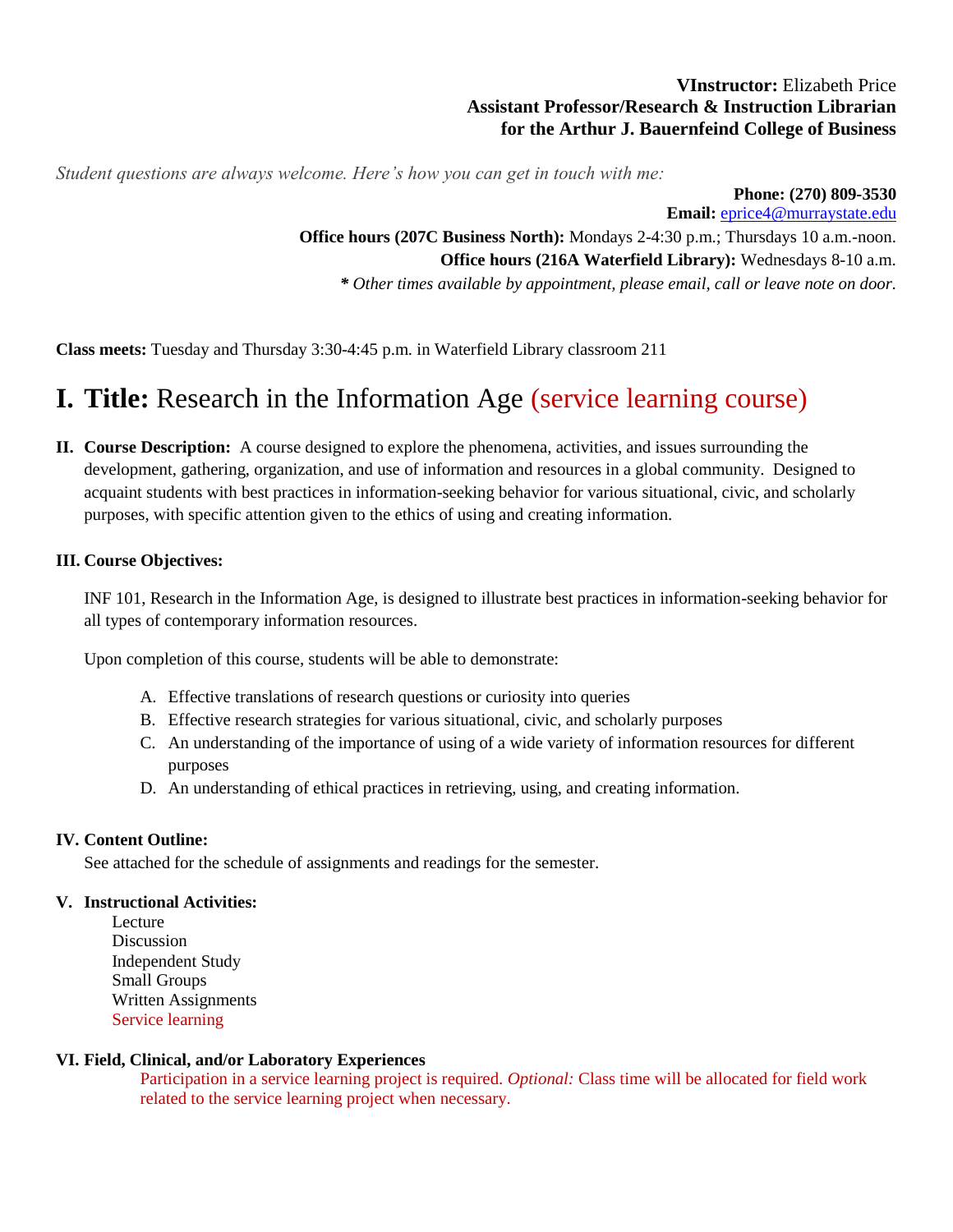**VInstructor:** Elizabeth Price
**Assistant Professor/Research & Instruction Librarian for the Arthur J. Bauernfeind College of Business**

*Student questions are always welcome. Here's how you can get in touch with me:*

**Phone: (270) 809-3530**
**Email:** eprice4@murraystate.edu
**Office hours (207C Business North):** Mondays 2-4:30 p.m.; Thursdays 10 a.m.-noon.
**Office hours (216A Waterfield Library):** Wednesdays 8-10 a.m.
*** *Other times available by appointment, please email, call or leave note on door.*

**Class meets:** Tuesday and Thursday 3:30-4:45 p.m. in Waterfield Library classroom 211

# I. Title: Research in the Information Age (service learning course)

**II. Course Description:** A course designed to explore the phenomena, activities, and issues surrounding the development, gathering, organization, and use of information and resources in a global community. Designed to acquaint students with best practices in information-seeking behavior for various situational, civic, and scholarly purposes, with specific attention given to the ethics of using and creating information.

**III. Course Objectives:**

INF 101, Research in the Information Age, is designed to illustrate best practices in information-seeking behavior for all types of contemporary information resources.

Upon completion of this course, students will be able to demonstrate:

A. Effective translations of research questions or curiosity into queries
B. Effective research strategies for various situational, civic, and scholarly purposes
C. An understanding of the importance of using of a wide variety of information resources for different purposes
D. An understanding of ethical practices in retrieving, using, and creating information.

**IV. Content Outline:**

See attached for the schedule of assignments and readings for the semester.

**V. Instructional Activities:**

Lecture
Discussion
Independent Study
Small Groups
Written Assignments
Service learning

**VI. Field, Clinical, and/or Laboratory Experiences**

Participation in a service learning project is required. *Optional:* Class time will be allocated for field work related to the service learning project when necessary.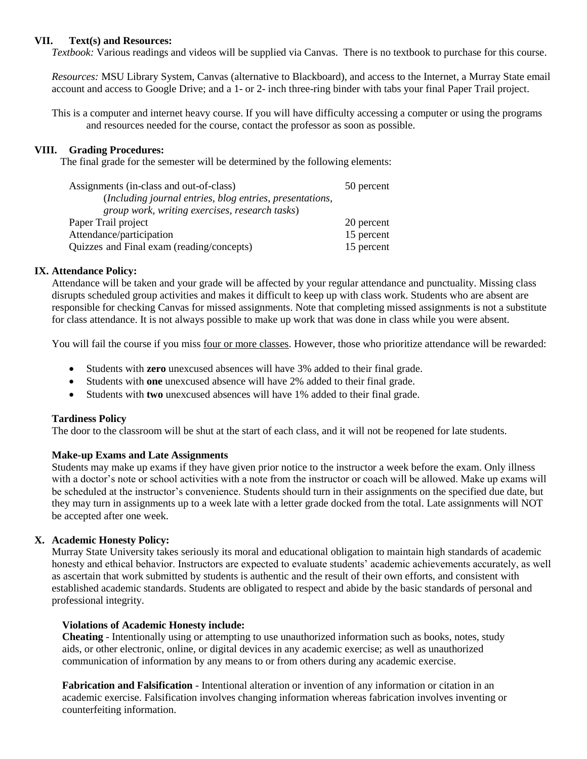## VII. Text(s) and Resources:

*Textbook:* Various readings and videos will be supplied via Canvas. There is no textbook to purchase for this course.

*Resources:* MSU Library System, Canvas (alternative to Blackboard), and access to the Internet, a Murray State email account and access to Google Drive; and a 1- or 2- inch three-ring binder with tabs your final Paper Trail project.

This is a computer and internet heavy course. If you will have difficulty accessing a computer or using the programs and resources needed for the course, contact the professor as soon as possible.

## VIII. Grading Procedures:

The final grade for the semester will be determined by the following elements:

| Element | Weight |
|---|---|
| Assignments (in-class and out-of-class) (*Including journal entries, blog entries, presentations, group work, writing exercises, research tasks*) | 50 percent |
| Paper Trail project | 20 percent |
| Attendance/participation | 15 percent |
| Quizzes and Final exam (reading/concepts) | 15 percent |

## IX. Attendance Policy:

Attendance will be taken and your grade will be affected by your regular attendance and punctuality. Missing class disrupts scheduled group activities and makes it difficult to keep up with class work. Students who are absent are responsible for checking Canvas for missed assignments. Note that completing missed assignments is not a substitute for class attendance. It is not always possible to make up work that was done in class while you were absent.

You will fail the course if you miss four or more classes. However, those who prioritize attendance will be rewarded:

- Students with **zero** unexcused absences will have 3% added to their final grade.
- Students with **one** unexcused absence will have 2% added to their final grade.
- Students with **two** unexcused absences will have 1% added to their final grade.

### Tardiness Policy

The door to the classroom will be shut at the start of each class, and it will not be reopened for late students.

### Make-up Exams and Late Assignments

Students may make up exams if they have given prior notice to the instructor a week before the exam. Only illness with a doctor's note or school activities with a note from the instructor or coach will be allowed. Make up exams will be scheduled at the instructor's convenience. Students should turn in their assignments on the specified due date, but they may turn in assignments up to a week late with a letter grade docked from the total. Late assignments will NOT be accepted after one week.

## X. Academic Honesty Policy:

Murray State University takes seriously its moral and educational obligation to maintain high standards of academic honesty and ethical behavior. Instructors are expected to evaluate students' academic achievements accurately, as well as ascertain that work submitted by students is authentic and the result of their own efforts, and consistent with established academic standards. Students are obligated to respect and abide by the basic standards of personal and professional integrity.

### Violations of Academic Honesty include:

**Cheating** - Intentionally using or attempting to use unauthorized information such as books, notes, study aids, or other electronic, online, or digital devices in any academic exercise; as well as unauthorized communication of information by any means to or from others during any academic exercise.

**Fabrication and Falsification** - Intentional alteration or invention of any information or citation in an academic exercise. Falsification involves changing information whereas fabrication involves inventing or counterfeiting information.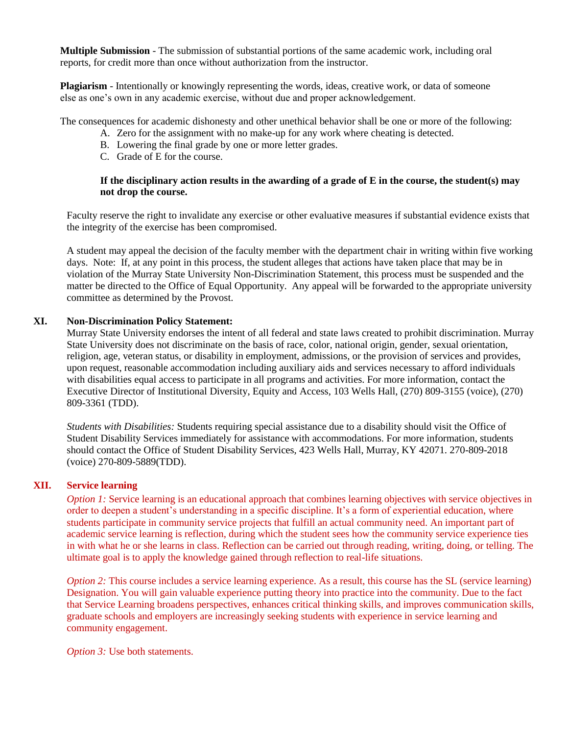**Multiple Submission** - The submission of substantial portions of the same academic work, including oral reports, for credit more than once without authorization from the instructor.

**Plagiarism** - Intentionally or knowingly representing the words, ideas, creative work, or data of someone else as one's own in any academic exercise, without due and proper acknowledgement.

The consequences for academic dishonesty and other unethical behavior shall be one or more of the following:

A. Zero for the assignment with no make-up for any work where cheating is detected.
B. Lowering the final grade by one or more letter grades.
C. Grade of E for the course.

**If the disciplinary action results in the awarding of a grade of E in the course, the student(s) may not drop the course.**

Faculty reserve the right to invalidate any exercise or other evaluative measures if substantial evidence exists that the integrity of the exercise has been compromised.

A student may appeal the decision of the faculty member with the department chair in writing within five working days. Note: If, at any point in this process, the student alleges that actions have taken place that may be in violation of the Murray State University Non-Discrimination Statement, this process must be suspended and the matter be directed to the Office of Equal Opportunity. Any appeal will be forwarded to the appropriate university committee as determined by the Provost.

## XI. Non-Discrimination Policy Statement:

Murray State University endorses the intent of all federal and state laws created to prohibit discrimination. Murray State University does not discriminate on the basis of race, color, national origin, gender, sexual orientation, religion, age, veteran status, or disability in employment, admissions, or the provision of services and provides, upon request, reasonable accommodation including auxiliary aids and services necessary to afford individuals with disabilities equal access to participate in all programs and activities. For more information, contact the Executive Director of Institutional Diversity, Equity and Access, 103 Wells Hall, (270) 809-3155 (voice), (270) 809-3361 (TDD).

*Students with Disabilities:* Students requiring special assistance due to a disability should visit the Office of Student Disability Services immediately for assistance with accommodations. For more information, students should contact the Office of Student Disability Services, 423 Wells Hall, Murray, KY 42071. 270-809-2018 (voice) 270-809-5889(TDD).

## XII. Service learning

*Option 1:* Service learning is an educational approach that combines learning objectives with service objectives in order to deepen a student's understanding in a specific discipline. It's a form of experiential education, where students participate in community service projects that fulfill an actual community need. An important part of academic service learning is reflection, during which the student sees how the community service experience ties in with what he or she learns in class. Reflection can be carried out through reading, writing, doing, or telling. The ultimate goal is to apply the knowledge gained through reflection to real-life situations.

*Option 2:* This course includes a service learning experience. As a result, this course has the SL (service learning) Designation. You will gain valuable experience putting theory into practice into the community. Due to the fact that Service Learning broadens perspectives, enhances critical thinking skills, and improves communication skills, graduate schools and employers are increasingly seeking students with experience in service learning and community engagement.

*Option 3:* Use both statements.